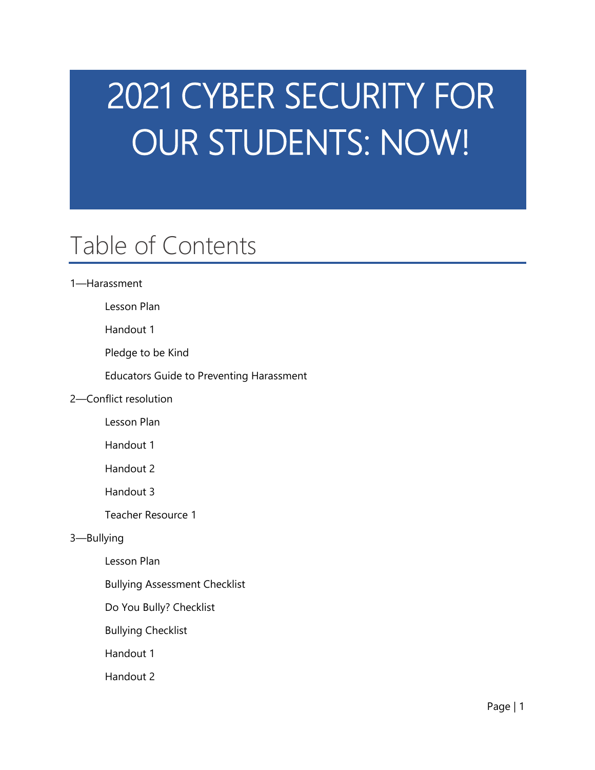# 2021 CYBER SECURITY FOR OUR STUDENTS: NOW!

## Table of Contents

1—Harassment

- Lesson Plan
- Handout 1
- Pledge to be Kind
- Educators Guide to Preventing Harassment

2—Conflict resolution

- Lesson Plan
- Handout 1
- Handout 2
- Handout 3
- Teacher Resource 1

3—Bullying

- Lesson Plan
- Bullying Assessment Checklist
- Do You Bully? Checklist
- Bullying Checklist
- Handout 1
- Handout 2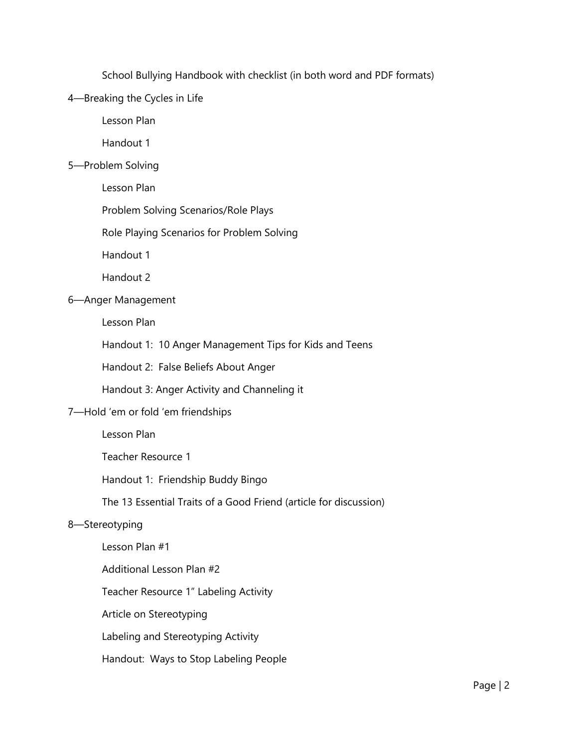- School Bullying Handbook with checklist (in both word and PDF formats)

4—Breaking the Cycles in Life

- Lesson Plan
- Handout 1

5—Problem Solving

- Lesson Plan
- Problem Solving Scenarios/Role Plays
- Role Playing Scenarios for Problem Solving
- Handout 1
- Handout 2

6—Anger Management

- Lesson Plan
- Handout 1: 10 Anger Management Tips for Kids and Teens
- Handout 2: False Beliefs About Anger
- Handout 3: Anger Activity and Channeling it

7—Hold 'em or fold 'em friendships

- Lesson Plan
- Teacher Resource 1
- Handout 1: Friendship Buddy Bingo
- The 13 Essential Traits of a Good Friend (article for discussion)

8—Stereotyping

- Lesson Plan #1
- Additional Lesson Plan #2
- Teacher Resource 1" Labeling Activity
- Article on Stereotyping
- Labeling and Stereotyping Activity
- Handout: Ways to Stop Labeling People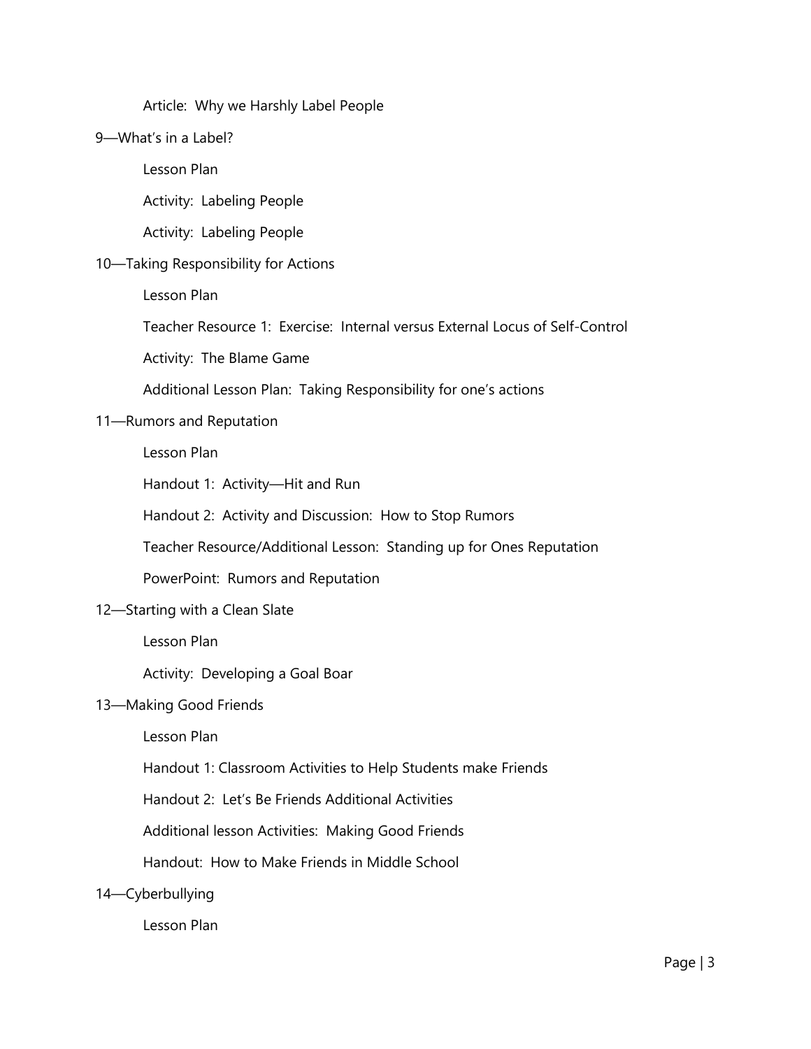Article:  Why we Harshly Label People

9—What's in a Label?

Lesson Plan

Activity:  Labeling People

Activity:  Labeling People

10—Taking Responsibility for Actions

Lesson Plan

Teacher Resource 1:  Exercise:  Internal versus External Locus of Self-Control

Activity:  The Blame Game

Additional Lesson Plan:  Taking Responsibility for one's actions

11—Rumors and Reputation

Lesson Plan

Handout 1:  Activity—Hit and Run

Handout 2:  Activity and Discussion:  How to Stop Rumors

Teacher Resource/Additional Lesson:  Standing up for Ones Reputation

PowerPoint:  Rumors and Reputation

12—Starting with a Clean Slate

Lesson Plan

Activity:  Developing a Goal Boar

13—Making Good Friends

Lesson Plan

Handout 1: Classroom Activities to Help Students make Friends

Handout 2:  Let's Be Friends Additional Activities

Additional lesson Activities:  Making Good Friends

Handout:  How to Make Friends in Middle School

14—Cyberbullying

Lesson Plan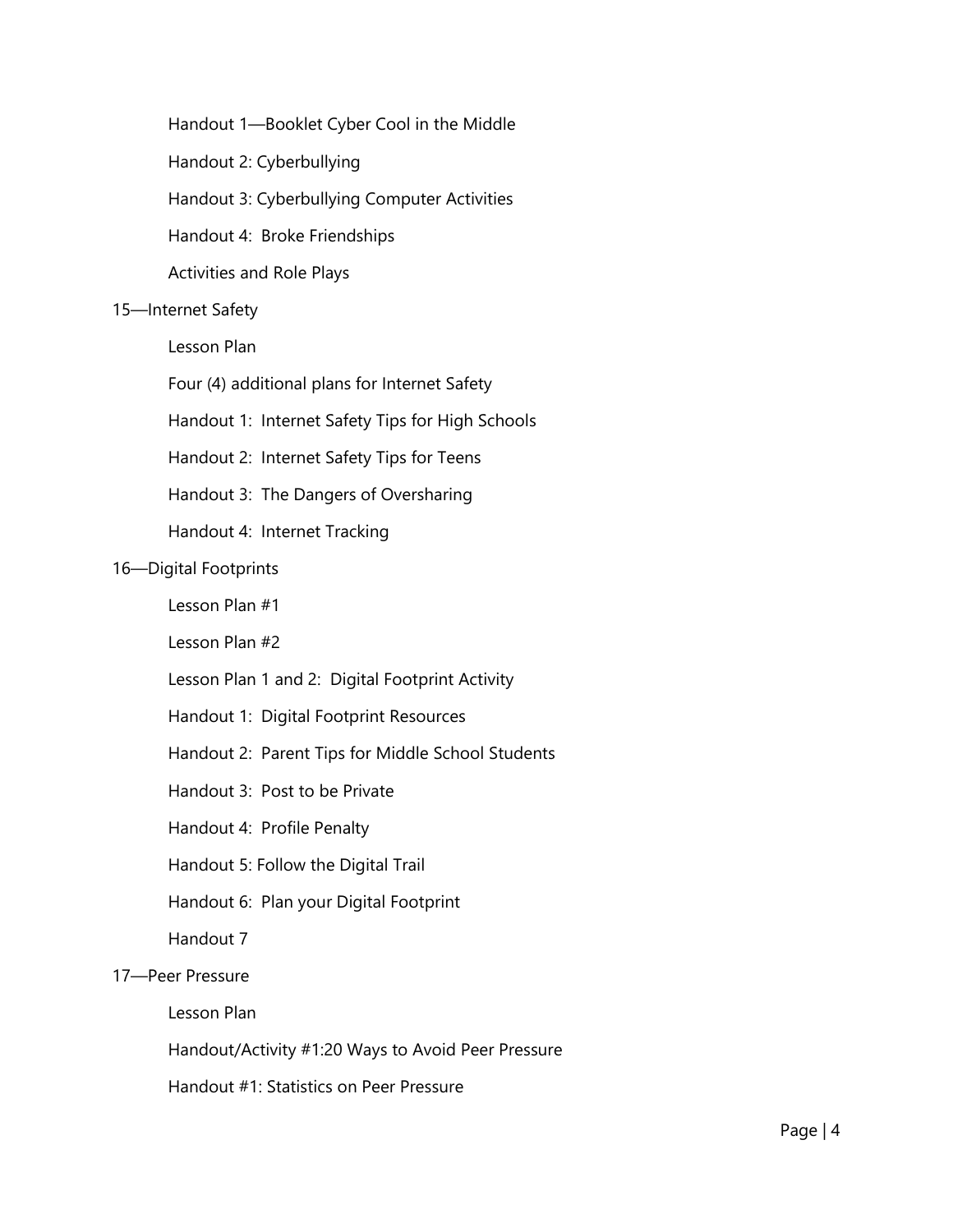- Handout 1—Booklet Cyber Cool in the Middle
- Handout 2: Cyberbullying
- Handout 3: Cyberbullying Computer Activities
- Handout 4: Broke Friendships
- Activities and Role Plays

15—Internet Safety

- Lesson Plan
- Four (4) additional plans for Internet Safety
- Handout 1: Internet Safety Tips for High Schools
- Handout 2: Internet Safety Tips for Teens
- Handout 3: The Dangers of Oversharing
- Handout 4: Internet Tracking

16—Digital Footprints

- Lesson Plan #1
- Lesson Plan #2
- Lesson Plan 1 and 2: Digital Footprint Activity
- Handout 1: Digital Footprint Resources
- Handout 2: Parent Tips for Middle School Students
- Handout 3: Post to be Private
- Handout 4: Profile Penalty
- Handout 5: Follow the Digital Trail
- Handout 6: Plan your Digital Footprint
- Handout 7

17—Peer Pressure

- Lesson Plan
- Handout/Activity #1:20 Ways to Avoid Peer Pressure
- Handout #1: Statistics on Peer Pressure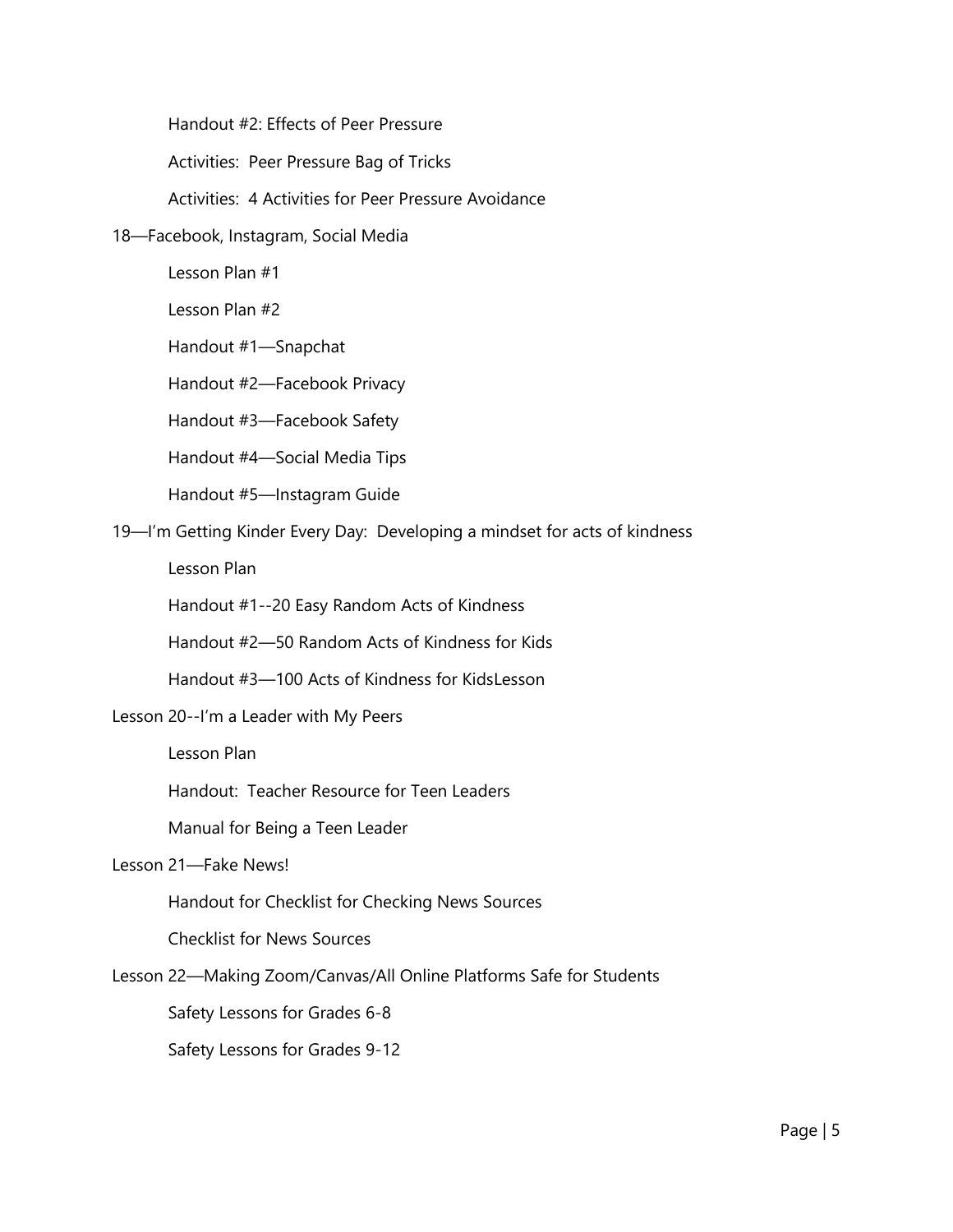Handout #2: Effects of Peer Pressure

Activities: Peer Pressure Bag of Tricks

Activities: 4 Activities for Peer Pressure Avoidance

18—Facebook, Instagram, Social Media

Lesson Plan #1

Lesson Plan #2

Handout #1—Snapchat

Handout #2—Facebook Privacy

Handout #3—Facebook Safety

Handout #4—Social Media Tips

Handout #5—Instagram Guide

19—I'm Getting Kinder Every Day: Developing a mindset for acts of kindness

Lesson Plan

Handout #1--20 Easy Random Acts of Kindness

Handout #2—50 Random Acts of Kindness for Kids

Handout #3—100 Acts of Kindness for KidsLesson

Lesson 20--I'm a Leader with My Peers

Lesson Plan

Handout: Teacher Resource for Teen Leaders

Manual for Being a Teen Leader

Lesson 21—Fake News!

Handout for Checklist for Checking News Sources

Checklist for News Sources

Lesson 22—Making Zoom/Canvas/All Online Platforms Safe for Students

Safety Lessons for Grades 6-8

Safety Lessons for Grades 9-12